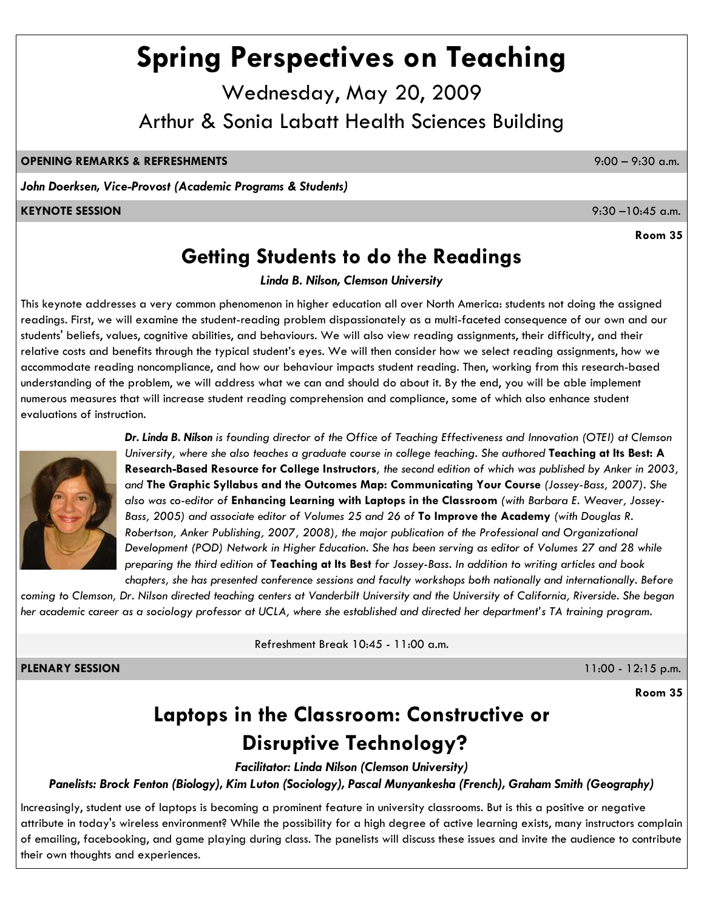# Spring Perspectives on Teaching

Wednesday, May 20, 2009

Arthur & Sonia Labatt Health Sciences Building

**OPENING REMARKS & REFRESHMENTS** 9:00 – 9:30 a.m.

***John Doerksen, Vice-Provost (Academic Programs & Students)***

**KEYNOTE SESSION** 9:30 –10:45 a.m.

**Room 35**

## Getting Students to do the Readings

***Linda B. Nilson, Clemson University***

This keynote addresses a very common phenomenon in higher education all over North America: students not doing the assigned readings. First, we will examine the student-reading problem dispassionately as a multi-faceted consequence of our own and our students' beliefs, values, cognitive abilities, and behaviours. We will also view reading assignments, their difficulty, and their relative costs and benefits through the typical student's eyes. We will then consider how we select reading assignments, how we accommodate reading noncompliance, and how our behaviour impacts student reading. Then, working from this research-based understanding of the problem, we will address what we can and should do about it. By the end, you will be able implement numerous measures that will increase student reading comprehension and compliance, some of which also enhance student evaluations of instruction.

***Dr. Linda B. Nilson*** *is founding director of the Office of Teaching Effectiveness and Innovation (OTEI) at Clemson University, where she also teaches a graduate course in college teaching. She authored* **Teaching at Its Best: A Research-Based Resource for College Instructors***, the second edition of which was published by Anker in 2003, and* **The Graphic Syllabus and the Outcomes Map: Communicating Your Course** *(Jossey-Bass, 2007). She also was co-editor of* **Enhancing Learning with Laptops in the Classroom** *(with Barbara E. Weaver, Jossey-Bass, 2005) and associate editor of Volumes 25 and 26 of* **To Improve the Academy** *(with Douglas R. Robertson, Anker Publishing, 2007, 2008), the major publication of the Professional and Organizational Development (POD) Network in Higher Education. She has been serving as editor of Volumes 27 and 28 while preparing the third edition of* **Teaching at Its Best** *for Jossey-Bass. In addition to writing articles and book chapters, she has presented conference sessions and faculty workshops both nationally and internationally. Before coming to Clemson, Dr. Nilson directed teaching centers at Vanderbilt University and the University of California, Riverside. She began her academic career as a sociology professor at UCLA, where she established and directed her department's TA training program.*

Refreshment Break 10:45 - 11:00 a.m.

**PLENARY SESSION** 11:00 - 12:15 p.m.

**Room 35**

## Laptops in the Classroom: Constructive or Disruptive Technology?

***Facilitator: Linda Nilson (Clemson University)***

***Panelists: Brock Fenton (Biology), Kim Luton (Sociology), Pascal Munyankesha (French), Graham Smith (Geography)***

Increasingly, student use of laptops is becoming a prominent feature in university classrooms. But is this a positive or negative attribute in today's wireless environment? While the possibility for a high degree of active learning exists, many instructors complain of emailing, facebooking, and game playing during class. The panelists will discuss these issues and invite the audience to contribute their own thoughts and experiences.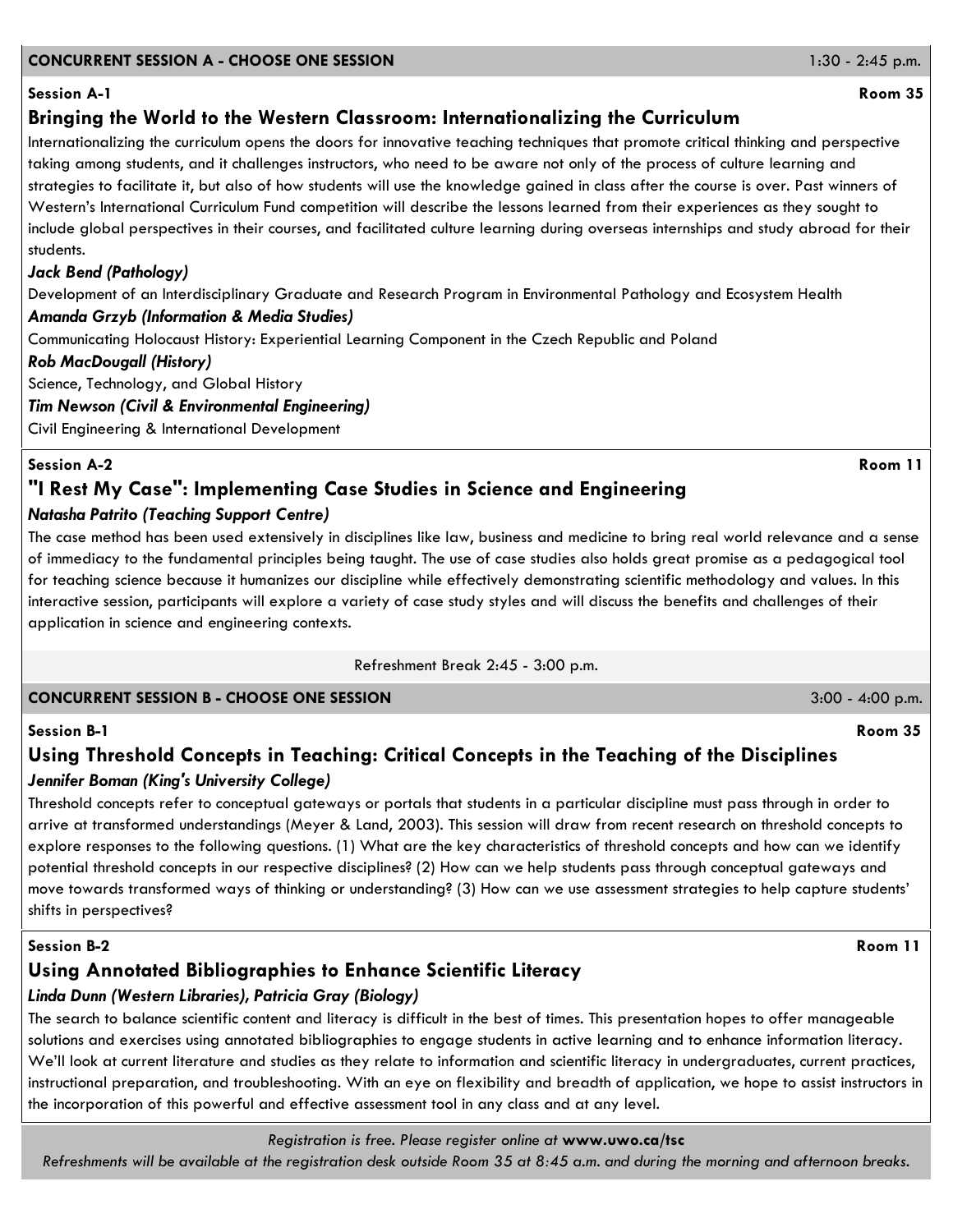## CONCURRENT SESSION A - CHOOSE ONE SESSION

1:30 - 2:45 p.m.

**Session A-1** — **Room 35**

### Bringing the World to the Western Classroom: Internationalizing the Curriculum

Internationalizing the curriculum opens the doors for innovative teaching techniques that promote critical thinking and perspective taking among students, and it challenges instructors, who need to be aware not only of the process of culture learning and strategies to facilitate it, but also of how students will use the knowledge gained in class after the course is over. Past winners of Western's International Curriculum Fund competition will describe the lessons learned from their experiences as they sought to include global perspectives in their courses, and facilitated culture learning during overseas internships and study abroad for their students.

***Jack Bend (Pathology)***

Development of an Interdisciplinary Graduate and Research Program in Environmental Pathology and Ecosystem Health

***Amanda Grzyb (Information & Media Studies)***

Communicating Holocaust History: Experiential Learning Component in the Czech Republic and Poland

***Rob MacDougall (History)***

Science, Technology, and Global History

***Tim Newson (Civil & Environmental Engineering)***

Civil Engineering & International Development

**Session A-2** — **Room 11**

### "I Rest My Case": Implementing Case Studies in Science and Engineering

***Natasha Patrito (Teaching Support Centre)***

The case method has been used extensively in disciplines like law, business and medicine to bring real world relevance and a sense of immediacy to the fundamental principles being taught. The use of case studies also holds great promise as a pedagogical tool for teaching science because it humanizes our discipline while effectively demonstrating scientific methodology and values. In this interactive session, participants will explore a variety of case study styles and will discuss the benefits and challenges of their application in science and engineering contexts.

Refreshment Break 2:45 - 3:00 p.m.

## CONCURRENT SESSION B - CHOOSE ONE SESSION

3:00 - 4:00 p.m.

**Session B-1** — **Room 35**

### Using Threshold Concepts in Teaching: Critical Concepts in the Teaching of the Disciplines

***Jennifer Boman (King's University College)***

Threshold concepts refer to conceptual gateways or portals that students in a particular discipline must pass through in order to arrive at transformed understandings (Meyer & Land, 2003). This session will draw from recent research on threshold concepts to explore responses to the following questions. (1) What are the key characteristics of threshold concepts and how can we identify potential threshold concepts in our respective disciplines? (2) How can we help students pass through conceptual gateways and move towards transformed ways of thinking or understanding? (3) How can we use assessment strategies to help capture students' shifts in perspectives?

**Session B-2** — **Room 11**

### Using Annotated Bibliographies to Enhance Scientific Literacy

***Linda Dunn (Western Libraries), Patricia Gray (Biology)***

The search to balance scientific content and literacy is difficult in the best of times. This presentation hopes to offer manageable solutions and exercises using annotated bibliographies to engage students in active learning and to enhance information literacy. We'll look at current literature and studies as they relate to information and scientific literacy in undergraduates, current practices, instructional preparation, and troubleshooting. With an eye on flexibility and breadth of application, we hope to assist instructors in the incorporation of this powerful and effective assessment tool in any class and at any level.

*Registration is free. Please register online at* ***www.uwo.ca/tsc***

*Refreshments will be available at the registration desk outside Room 35 at 8:45 a.m. and during the morning and afternoon breaks.*